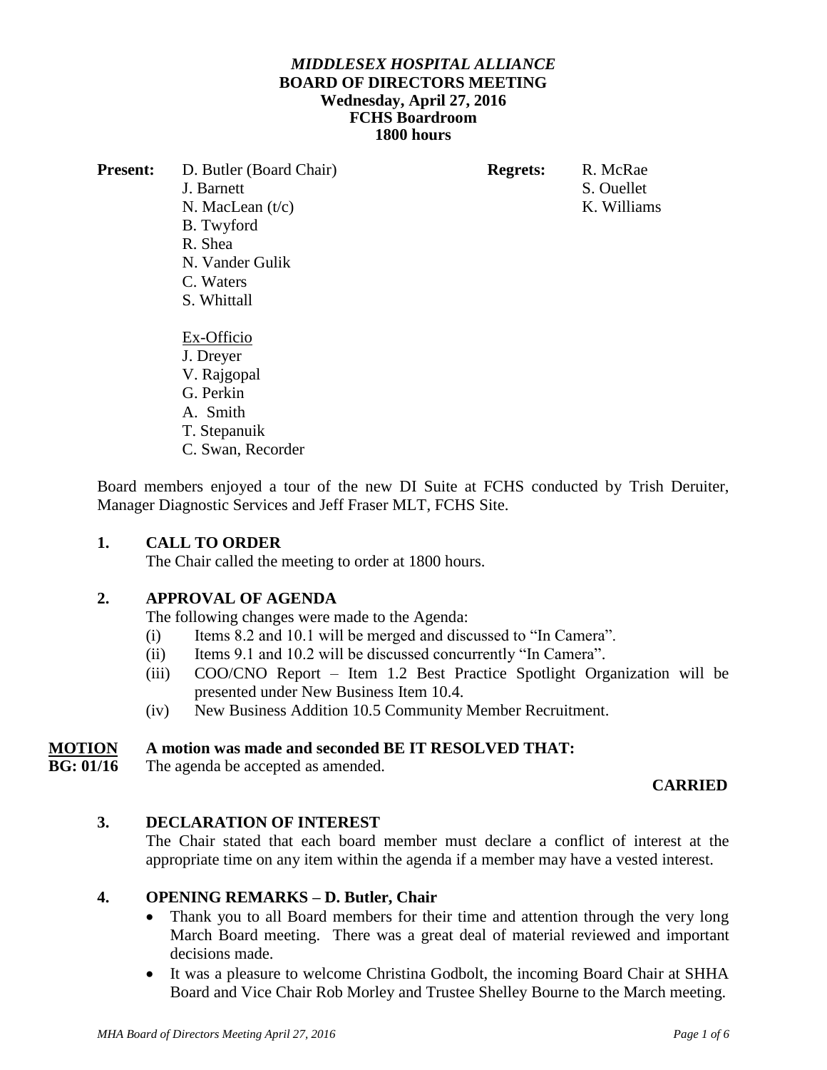***MIDDLESEX HOSPITAL ALLIANCE***
**BOARD OF DIRECTORS MEETING**
**Wednesday, April 27, 2016**
**FCHS Boardroom**
**1800 hours**

**Present:**
D. Butler (Board Chair)
J. Barnett
N. MacLean (t/c)
B. Twyford
R. Shea
N. Vander Gulik
C. Waters
S. Whittall

Ex-Officio
J. Dreyer
V. Rajgopal
G. Perkin
A. Smith
T. Stepanuik
C. Swan, Recorder

**Regrets:**
R. McRae
S. Ouellet
K. Williams

Board members enjoyed a tour of the new DI Suite at FCHS conducted by Trish Deruiter, Manager Diagnostic Services and Jeff Fraser MLT, FCHS Site.

## 1. CALL TO ORDER

The Chair called the meeting to order at 1800 hours.

## 2. APPROVAL OF AGENDA

The following changes were made to the Agenda:

(i) Items 8.2 and 10.1 will be merged and discussed to "In Camera".
(ii) Items 9.1 and 10.2 will be discussed concurrently "In Camera".
(iii) COO/CNO Report – Item 1.2 Best Practice Spotlight Organization will be presented under New Business Item 10.4.
(iv) New Business Addition 10.5 Community Member Recruitment.

**MOTION BG: 01/16** **A motion was made and seconded BE IT RESOLVED THAT:**
The agenda be accepted as amended.

**CARRIED**

## 3. DECLARATION OF INTEREST

The Chair stated that each board member must declare a conflict of interest at the appropriate time on any item within the agenda if a member may have a vested interest.

## 4. OPENING REMARKS – D. Butler, Chair

- Thank you to all Board members for their time and attention through the very long March Board meeting. There was a great deal of material reviewed and important decisions made.
- It was a pleasure to welcome Christina Godbolt, the incoming Board Chair at SHHA Board and Vice Chair Rob Morley and Trustee Shelley Bourne to the March meeting.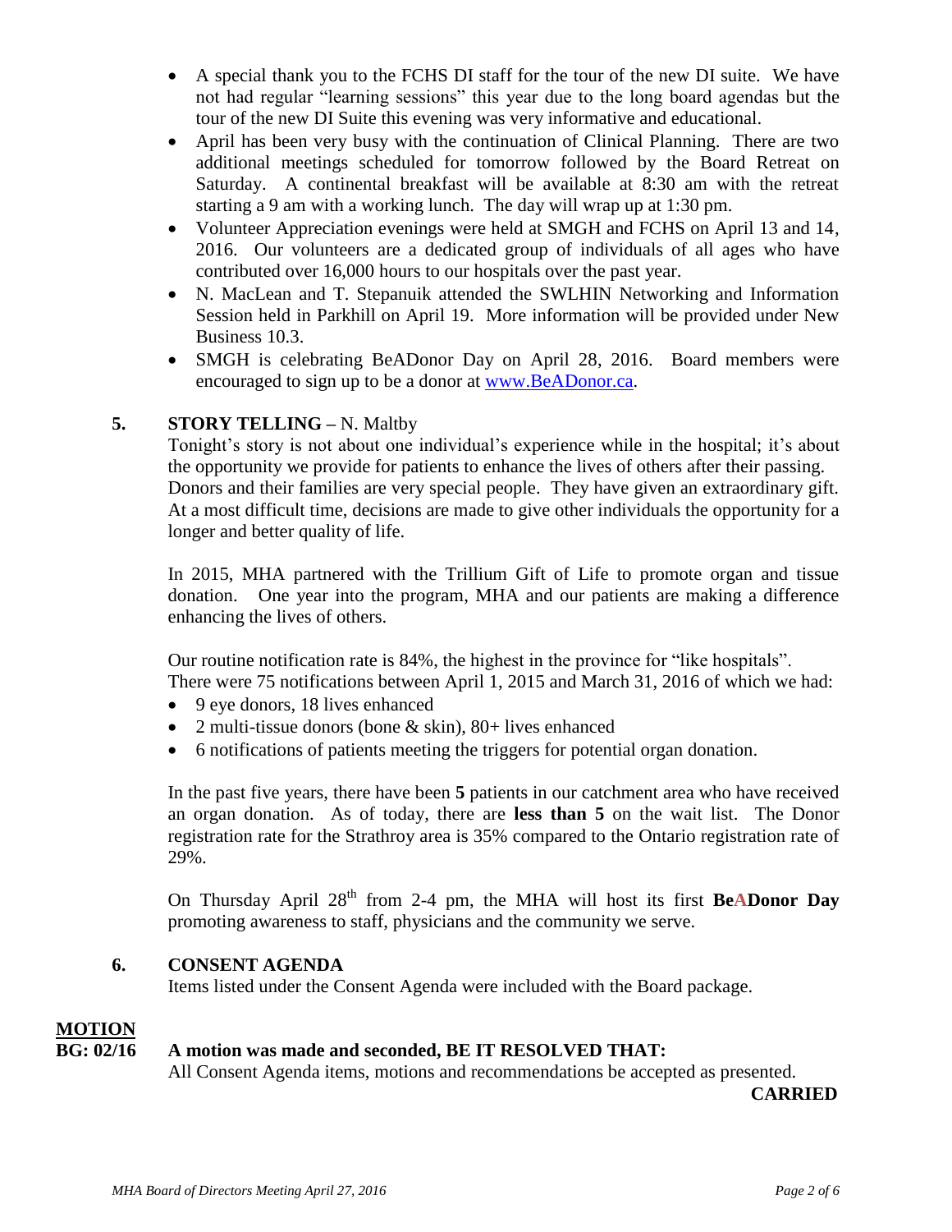- A special thank you to the FCHS DI staff for the tour of the new DI suite. We have not had regular "learning sessions" this year due to the long board agendas but the tour of the new DI Suite this evening was very informative and educational.
- April has been very busy with the continuation of Clinical Planning. There are two additional meetings scheduled for tomorrow followed by the Board Retreat on Saturday. A continental breakfast will be available at 8:30 am with the retreat starting a 9 am with a working lunch. The day will wrap up at 1:30 pm.
- Volunteer Appreciation evenings were held at SMGH and FCHS on April 13 and 14, 2016. Our volunteers are a dedicated group of individuals of all ages who have contributed over 16,000 hours to our hospitals over the past year.
- N. MacLean and T. Stepanuik attended the SWLHIN Networking and Information Session held in Parkhill on April 19. More information will be provided under New Business 10.3.
- SMGH is celebrating BeADonor Day on April 28, 2016. Board members were encouraged to sign up to be a donor at www.BeADonor.ca.

## 5. STORY TELLING – N. Maltby

Tonight's story is not about one individual's experience while in the hospital; it's about the opportunity we provide for patients to enhance the lives of others after their passing. Donors and their families are very special people. They have given an extraordinary gift. At a most difficult time, decisions are made to give other individuals the opportunity for a longer and better quality of life.

In 2015, MHA partnered with the Trillium Gift of Life to promote organ and tissue donation. One year into the program, MHA and our patients are making a difference enhancing the lives of others.

Our routine notification rate is 84%, the highest in the province for "like hospitals". There were 75 notifications between April 1, 2015 and March 31, 2016 of which we had:

- 9 eye donors, 18 lives enhanced
- 2 multi-tissue donors (bone & skin), 80+ lives enhanced
- 6 notifications of patients meeting the triggers for potential organ donation.

In the past five years, there have been **5** patients in our catchment area who have received an organ donation. As of today, there are **less than 5** on the wait list. The Donor registration rate for the Strathroy area is 35% compared to the Ontario registration rate of 29%.

On Thursday April 28th from 2-4 pm, the MHA will host its first **BeADonor Day** promoting awareness to staff, physicians and the community we serve.

## 6. CONSENT AGENDA

Items listed under the Consent Agenda were included with the Board package.

**MOTION**
**BG: 02/16** **A motion was made and seconded, BE IT RESOLVED THAT:**
All Consent Agenda items, motions and recommendations be accepted as presented.

**CARRIED**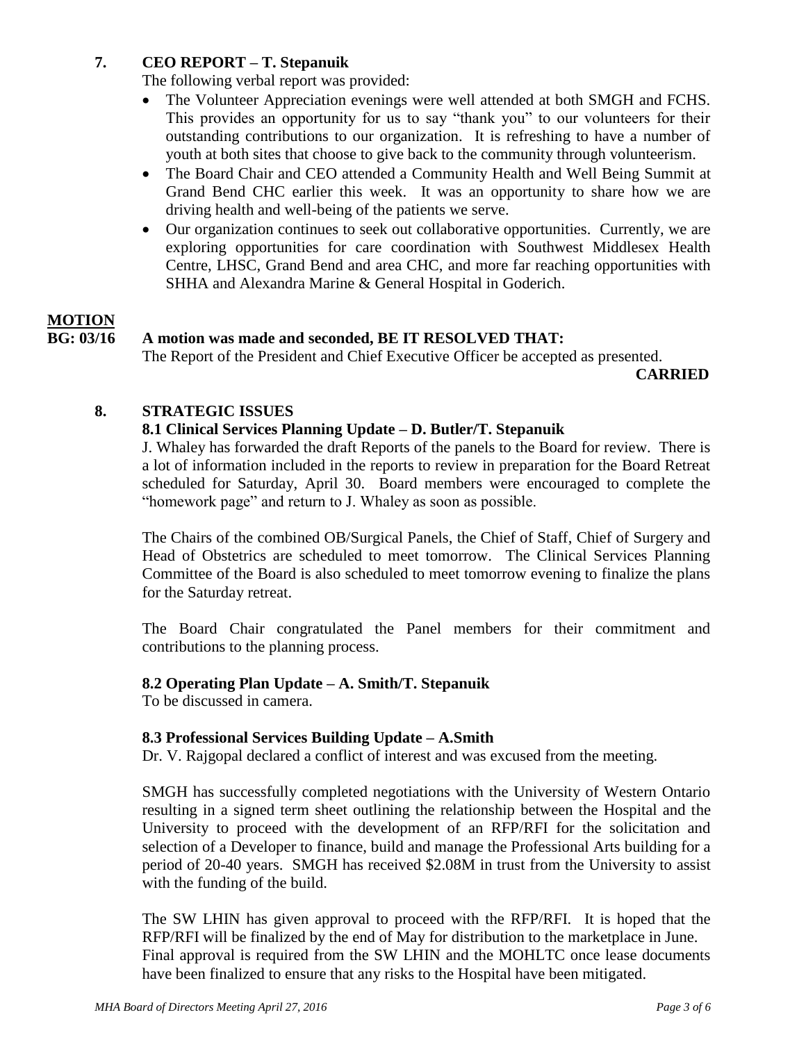## 7. CEO REPORT – T. Stepanuik

The following verbal report was provided:

- The Volunteer Appreciation evenings were well attended at both SMGH and FCHS. This provides an opportunity for us to say "thank you" to our volunteers for their outstanding contributions to our organization. It is refreshing to have a number of youth at both sites that choose to give back to the community through volunteerism.
- The Board Chair and CEO attended a Community Health and Well Being Summit at Grand Bend CHC earlier this week. It was an opportunity to share how we are driving health and well-being of the patients we serve.
- Our organization continues to seek out collaborative opportunities. Currently, we are exploring opportunities for care coordination with Southwest Middlesex Health Centre, LHSC, Grand Bend and area CHC, and more far reaching opportunities with SHHA and Alexandra Marine & General Hospital in Goderich.

**MOTION**

**BG: 03/16 A motion was made and seconded, BE IT RESOLVED THAT:**

The Report of the President and Chief Executive Officer be accepted as presented.

**CARRIED**

## 8. STRATEGIC ISSUES

### 8.1 Clinical Services Planning Update – D. Butler/T. Stepanuik

J. Whaley has forwarded the draft Reports of the panels to the Board for review. There is a lot of information included in the reports to review in preparation for the Board Retreat scheduled for Saturday, April 30. Board members were encouraged to complete the "homework page" and return to J. Whaley as soon as possible.

The Chairs of the combined OB/Surgical Panels, the Chief of Staff, Chief of Surgery and Head of Obstetrics are scheduled to meet tomorrow. The Clinical Services Planning Committee of the Board is also scheduled to meet tomorrow evening to finalize the plans for the Saturday retreat.

The Board Chair congratulated the Panel members for their commitment and contributions to the planning process.

### 8.2 Operating Plan Update – A. Smith/T. Stepanuik

To be discussed in camera.

### 8.3 Professional Services Building Update – A.Smith

Dr. V. Rajgopal declared a conflict of interest and was excused from the meeting.

SMGH has successfully completed negotiations with the University of Western Ontario resulting in a signed term sheet outlining the relationship between the Hospital and the University to proceed with the development of an RFP/RFI for the solicitation and selection of a Developer to finance, build and manage the Professional Arts building for a period of 20-40 years. SMGH has received $2.08M in trust from the University to assist with the funding of the build.

The SW LHIN has given approval to proceed with the RFP/RFI. It is hoped that the RFP/RFI will be finalized by the end of May for distribution to the marketplace in June. Final approval is required from the SW LHIN and the MOHLTC once lease documents have been finalized to ensure that any risks to the Hospital have been mitigated.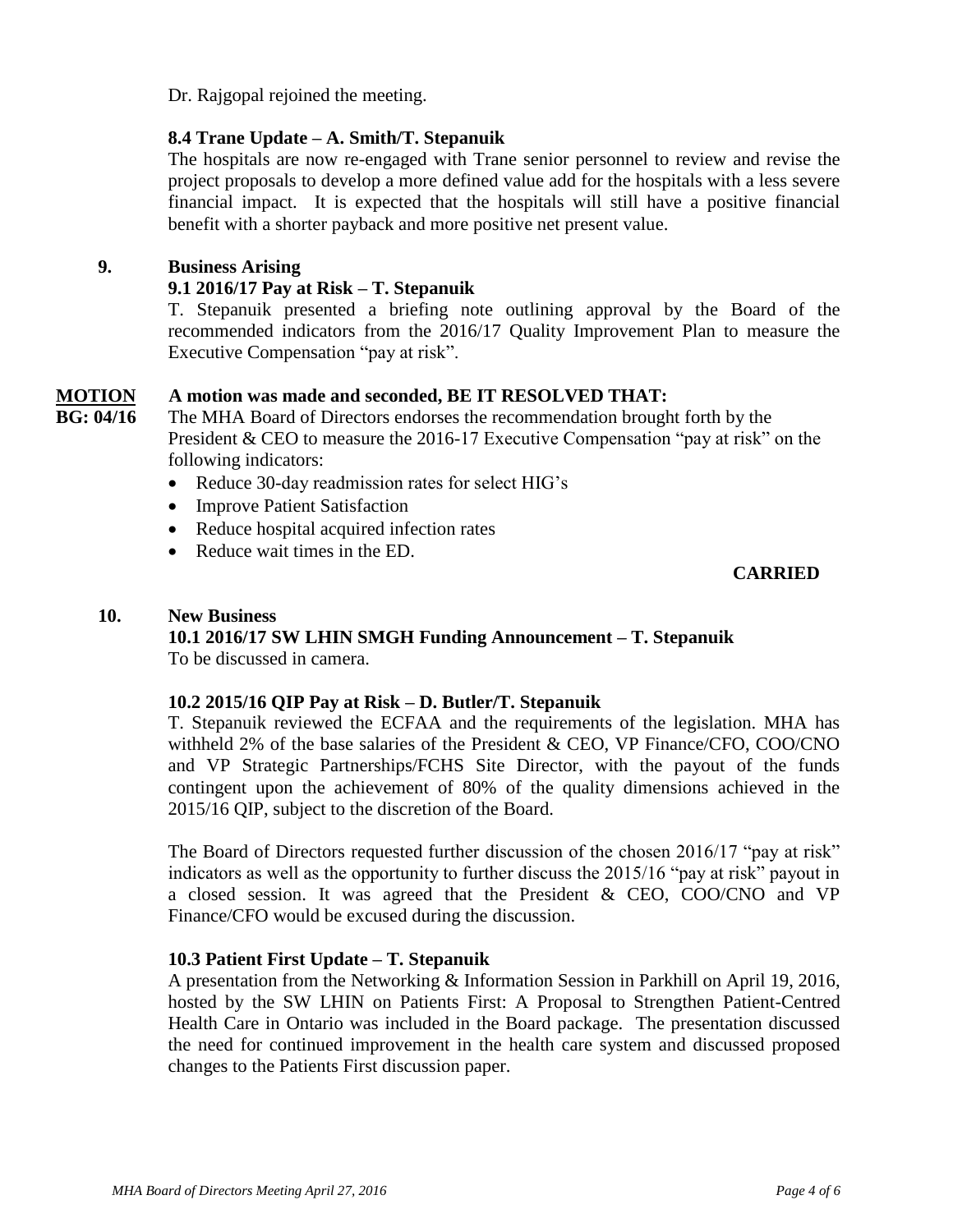Dr. Rajgopal rejoined the meeting.

### 8.4 Trane Update – A. Smith/T. Stepanuik

The hospitals are now re-engaged with Trane senior personnel to review and revise the project proposals to develop a more defined value add for the hospitals with a less severe financial impact. It is expected that the hospitals will still have a positive financial benefit with a shorter payback and more positive net present value.

## 9. Business Arising

### 9.1 2016/17 Pay at Risk – T. Stepanuik

T. Stepanuik presented a briefing note outlining approval by the Board of the recommended indicators from the 2016/17 Quality Improvement Plan to measure the Executive Compensation "pay at risk".

**MOTION**
**BG: 04/16**

**A motion was made and seconded, BE IT RESOLVED THAT:**

The MHA Board of Directors endorses the recommendation brought forth by the President & CEO to measure the 2016-17 Executive Compensation "pay at risk" on the following indicators:

- Reduce 30-day readmission rates for select HIG's
- Improve Patient Satisfaction
- Reduce hospital acquired infection rates
- Reduce wait times in the ED.

**CARRIED**

## 10. New Business

### 10.1 2016/17 SW LHIN SMGH Funding Announcement – T. Stepanuik

To be discussed in camera.

### 10.2 2015/16 QIP Pay at Risk – D. Butler/T. Stepanuik

T. Stepanuik reviewed the ECFAA and the requirements of the legislation. MHA has withheld 2% of the base salaries of the President & CEO, VP Finance/CFO, COO/CNO and VP Strategic Partnerships/FCHS Site Director, with the payout of the funds contingent upon the achievement of 80% of the quality dimensions achieved in the 2015/16 QIP, subject to the discretion of the Board.

The Board of Directors requested further discussion of the chosen 2016/17 "pay at risk" indicators as well as the opportunity to further discuss the 2015/16 "pay at risk" payout in a closed session. It was agreed that the President & CEO, COO/CNO and VP Finance/CFO would be excused during the discussion.

### 10.3 Patient First Update – T. Stepanuik

A presentation from the Networking & Information Session in Parkhill on April 19, 2016, hosted by the SW LHIN on Patients First: A Proposal to Strengthen Patient-Centred Health Care in Ontario was included in the Board package. The presentation discussed the need for continued improvement in the health care system and discussed proposed changes to the Patients First discussion paper.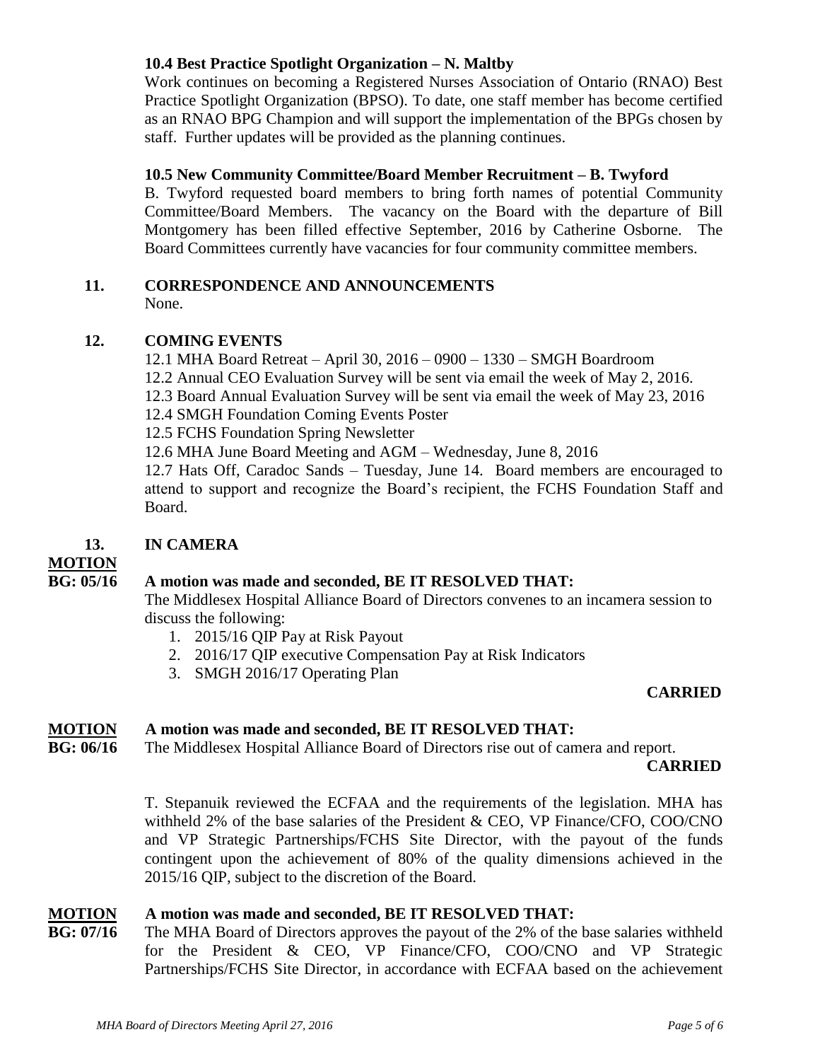### 10.4 Best Practice Spotlight Organization – N. Maltby

Work continues on becoming a Registered Nurses Association of Ontario (RNAO) Best Practice Spotlight Organization (BPSO). To date, one staff member has become certified as an RNAO BPG Champion and will support the implementation of the BPGs chosen by staff. Further updates will be provided as the planning continues.

### 10.5 New Community Committee/Board Member Recruitment – B. Twyford

B. Twyford requested board members to bring forth names of potential Community Committee/Board Members. The vacancy on the Board with the departure of Bill Montgomery has been filled effective September, 2016 by Catherine Osborne. The Board Committees currently have vacancies for four community committee members.

## 11. CORRESPONDENCE AND ANNOUNCEMENTS

None.

## 12. COMING EVENTS

12.1 MHA Board Retreat – April 30, 2016 – 0900 – 1330 – SMGH Boardroom

12.2 Annual CEO Evaluation Survey will be sent via email the week of May 2, 2016.

12.3 Board Annual Evaluation Survey will be sent via email the week of May 23, 2016

12.4 SMGH Foundation Coming Events Poster

12.5 FCHS Foundation Spring Newsletter

12.6 MHA June Board Meeting and AGM – Wednesday, June 8, 2016

12.7 Hats Off, Caradoc Sands – Tuesday, June 14. Board members are encouraged to attend to support and recognize the Board's recipient, the FCHS Foundation Staff and Board.

## 13. IN CAMERA

**MOTION BG: 05/16** **A motion was made and seconded, BE IT RESOLVED THAT:**

The Middlesex Hospital Alliance Board of Directors convenes to an incamera session to discuss the following:

1. 2015/16 QIP Pay at Risk Payout
2. 2016/17 QIP executive Compensation Pay at Risk Indicators
3. SMGH 2016/17 Operating Plan

**CARRIED**

**MOTION BG: 06/16** **A motion was made and seconded, BE IT RESOLVED THAT:**

The Middlesex Hospital Alliance Board of Directors rise out of camera and report.

**CARRIED**

T. Stepanuik reviewed the ECFAA and the requirements of the legislation. MHA has withheld 2% of the base salaries of the President & CEO, VP Finance/CFO, COO/CNO and VP Strategic Partnerships/FCHS Site Director, with the payout of the funds contingent upon the achievement of 80% of the quality dimensions achieved in the 2015/16 QIP, subject to the discretion of the Board.

**MOTION BG: 07/16** **A motion was made and seconded, BE IT RESOLVED THAT:**

The MHA Board of Directors approves the payout of the 2% of the base salaries withheld for the President & CEO, VP Finance/CFO, COO/CNO and VP Strategic Partnerships/FCHS Site Director, in accordance with ECFAA based on the achievement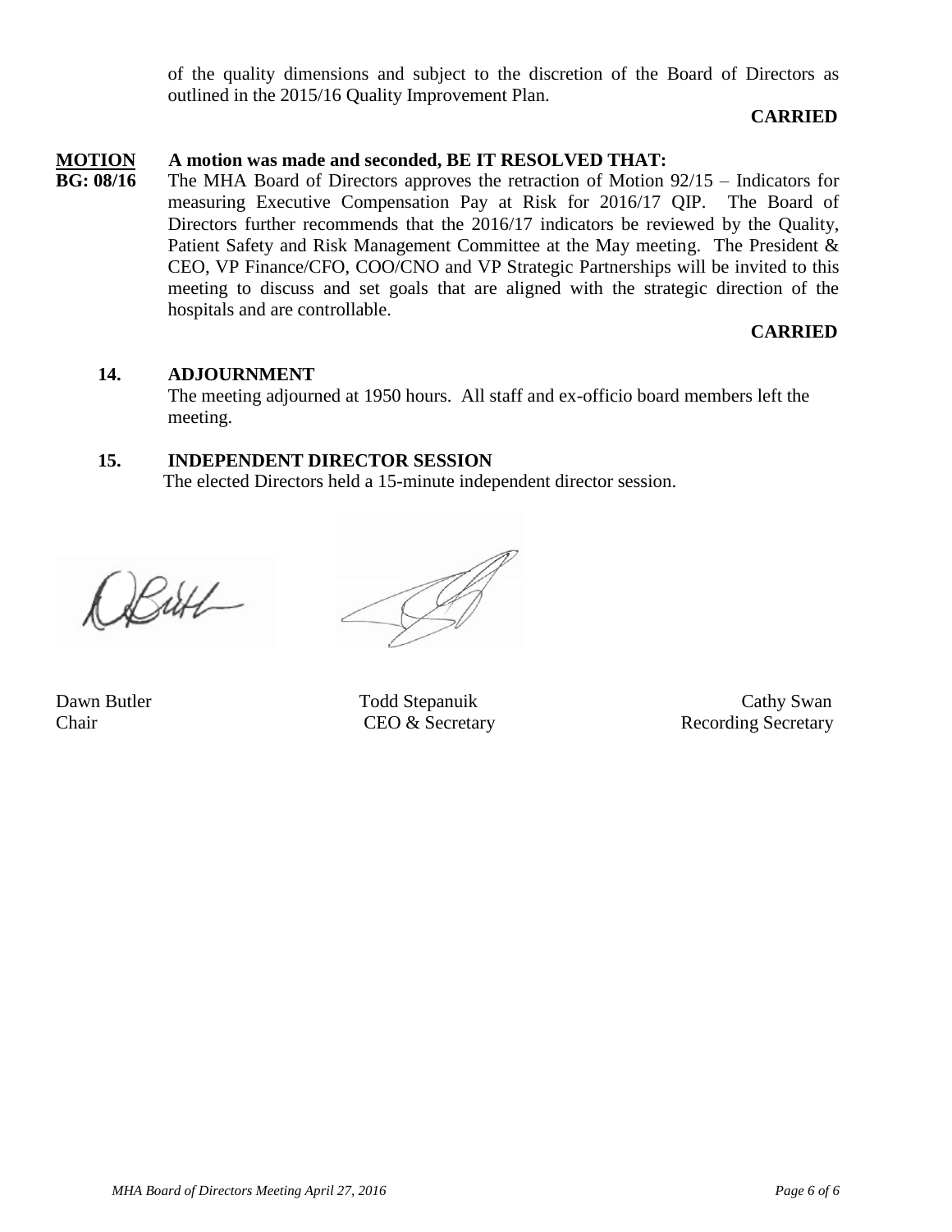of the quality dimensions and subject to the discretion of the Board of Directors as outlined in the 2015/16 Quality Improvement Plan.

**CARRIED**

**MOTION BG: 08/16** **A motion was made and seconded, BE IT RESOLVED THAT:**
The MHA Board of Directors approves the retraction of Motion 92/15 – Indicators for measuring Executive Compensation Pay at Risk for 2016/17 QIP. The Board of Directors further recommends that the 2016/17 indicators be reviewed by the Quality, Patient Safety and Risk Management Committee at the May meeting. The President & CEO, VP Finance/CFO, COO/CNO and VP Strategic Partnerships will be invited to this meeting to discuss and set goals that are aligned with the strategic direction of the hospitals and are controllable.

**CARRIED**

## 14. ADJOURNMENT

The meeting adjourned at 1950 hours. All staff and ex-officio board members left the meeting.

## 15. INDEPENDENT DIRECTOR SESSION

The elected Directors held a 15-minute independent director session.

| | | |
|---|---|---|
| Dawn Butler | Todd Stepanuik | Cathy Swan |
| Chair | CEO & Secretary | Recording Secretary |